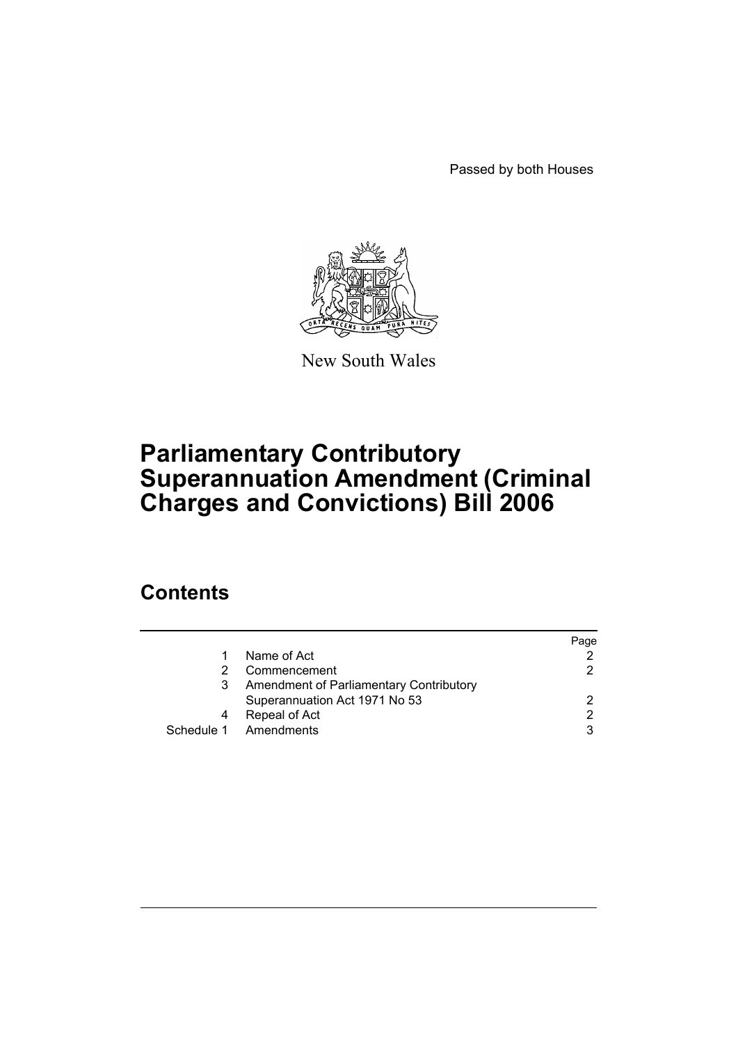Passed by both Houses

New South Wales

# Parliamentary Contributory Superannuation Amendment (Criminal Charges and Convictions) Bill 2006

## Contents

| | | Page |
|---|---|---|
| 1 | Name of Act | 2 |
| 2 | Commencement | 2 |
| 3 | Amendment of Parliamentary Contributory Superannuation Act 1971 No 53 | 2 |
| 4 | Repeal of Act | 2 |
| Schedule 1 | Amendments | 3 |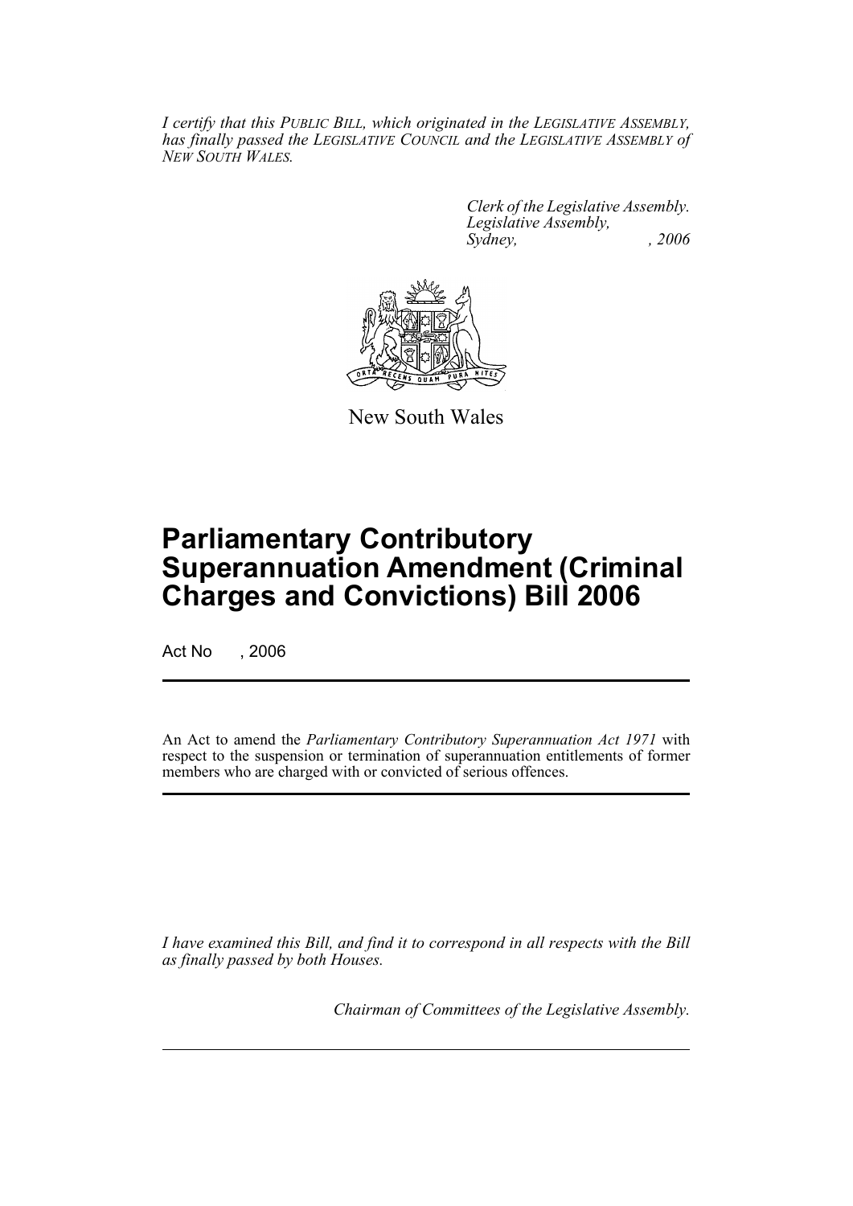*I certify that this PUBLIC BILL, which originated in the LEGISLATIVE ASSEMBLY, has finally passed the LEGISLATIVE COUNCIL and the LEGISLATIVE ASSEMBLY of NEW SOUTH WALES.*

*Clerk of the Legislative Assembly.*
*Legislative Assembly,*
*Sydney, , 2006*

New South Wales

# Parliamentary Contributory Superannuation Amendment (Criminal Charges and Convictions) Bill 2006

Act No , 2006

An Act to amend the *Parliamentary Contributory Superannuation Act 1971* with respect to the suspension or termination of superannuation entitlements of former members who are charged with or convicted of serious offences.

*I have examined this Bill, and find it to correspond in all respects with the Bill as finally passed by both Houses.*

*Chairman of Committees of the Legislative Assembly.*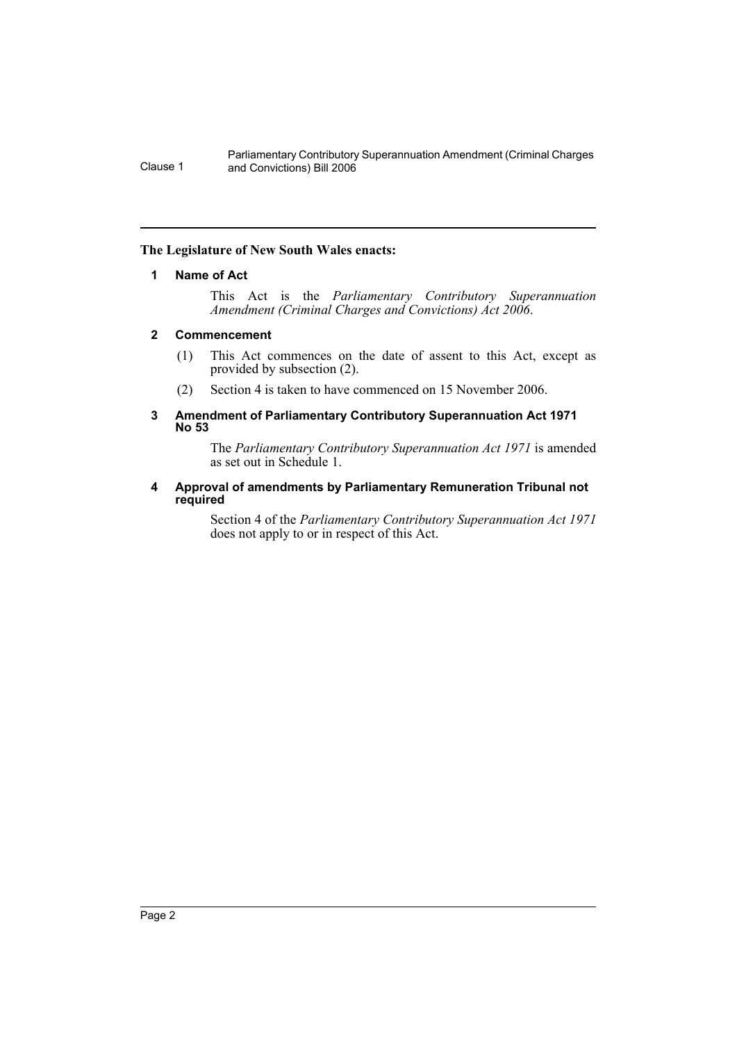**The Legislature of New South Wales enacts:**

## 1 Name of Act

This Act is the *Parliamentary Contributory Superannuation Amendment (Criminal Charges and Convictions) Act 2006*.

## 2 Commencement

(1) This Act commences on the date of assent to this Act, except as provided by subsection (2).

(2) Section 4 is taken to have commenced on 15 November 2006.

## 3 Amendment of Parliamentary Contributory Superannuation Act 1971 No 53

The *Parliamentary Contributory Superannuation Act 1971* is amended as set out in Schedule 1.

## 4 Approval of amendments by Parliamentary Remuneration Tribunal not required

Section 4 of the *Parliamentary Contributory Superannuation Act 1971* does not apply to or in respect of this Act.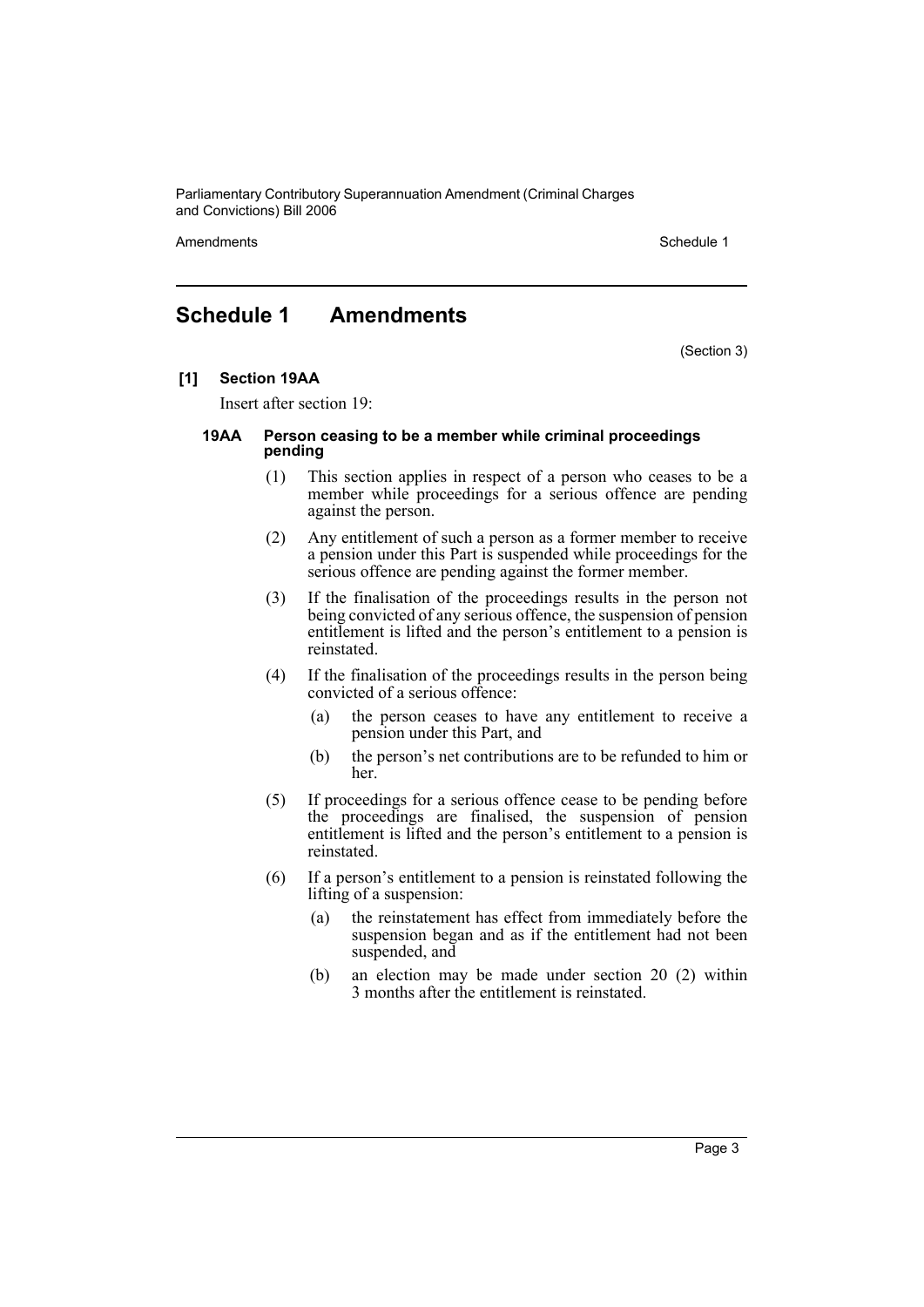## Schedule 1 Amendments

(Section 3)

**[1] Section 19AA**

Insert after section 19:

**19AA Person ceasing to be a member while criminal proceedings pending**

(1) This section applies in respect of a person who ceases to be a member while proceedings for a serious offence are pending against the person.

(2) Any entitlement of such a person as a former member to receive a pension under this Part is suspended while proceedings for the serious offence are pending against the former member.

(3) If the finalisation of the proceedings results in the person not being convicted of any serious offence, the suspension of pension entitlement is lifted and the person's entitlement to a pension is reinstated.

(4) If the finalisation of the proceedings results in the person being convicted of a serious offence:

(a) the person ceases to have any entitlement to receive a pension under this Part, and

(b) the person's net contributions are to be refunded to him or her.

(5) If proceedings for a serious offence cease to be pending before the proceedings are finalised, the suspension of pension entitlement is lifted and the person's entitlement to a pension is reinstated.

(6) If a person's entitlement to a pension is reinstated following the lifting of a suspension:

(a) the reinstatement has effect from immediately before the suspension began and as if the entitlement had not been suspended, and

(b) an election may be made under section 20 (2) within 3 months after the entitlement is reinstated.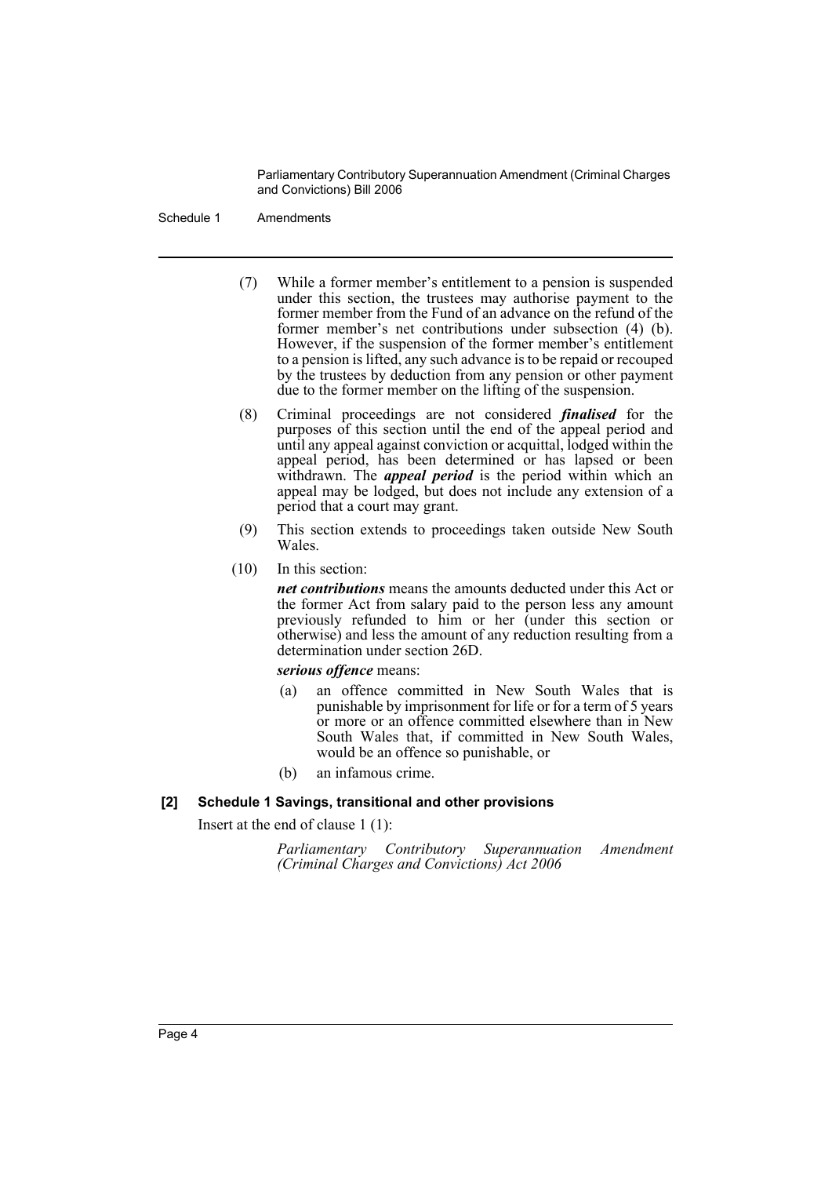(7) While a former member's entitlement to a pension is suspended under this section, the trustees may authorise payment to the former member from the Fund of an advance on the refund of the former member's net contributions under subsection (4) (b). However, if the suspension of the former member's entitlement to a pension is lifted, any such advance is to be repaid or recouped by the trustees by deduction from any pension or other payment due to the former member on the lifting of the suspension.

(8) Criminal proceedings are not considered ***finalised*** for the purposes of this section until the end of the appeal period and until any appeal against conviction or acquittal, lodged within the appeal period, has been determined or has lapsed or been withdrawn. The ***appeal period*** is the period within which an appeal may be lodged, but does not include any extension of a period that a court may grant.

(9) This section extends to proceedings taken outside New South Wales.

(10) In this section:

***net contributions*** means the amounts deducted under this Act or the former Act from salary paid to the person less any amount previously refunded to him or her (under this section or otherwise) and less the amount of any reduction resulting from a determination under section 26D.

***serious offence*** means:

- (a) an offence committed in New South Wales that is punishable by imprisonment for life or for a term of 5 years or more or an offence committed elsewhere than in New South Wales that, if committed in New South Wales, would be an offence so punishable, or
- (b) an infamous crime.

**[2] Schedule 1 Savings, transitional and other provisions**

Insert at the end of clause 1 (1):

*Parliamentary Contributory Superannuation Amendment (Criminal Charges and Convictions) Act 2006*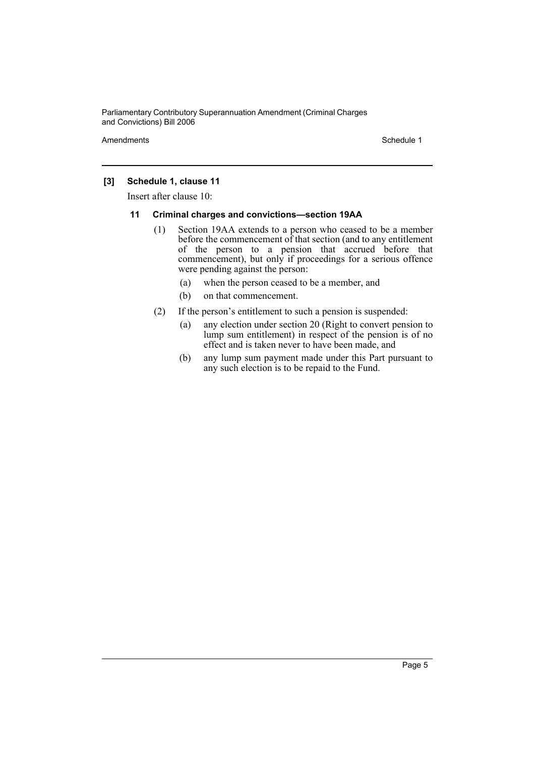**[3] Schedule 1, clause 11**

Insert after clause 10:

**11 Criminal charges and convictions—section 19AA**

(1) Section 19AA extends to a person who ceased to be a member before the commencement of that section (and to any entitlement of the person to a pension that accrued before that commencement), but only if proceedings for a serious offence were pending against the person:

(a) when the person ceased to be a member, and

(b) on that commencement.

(2) If the person's entitlement to such a pension is suspended:

(a) any election under section 20 (Right to convert pension to lump sum entitlement) in respect of the pension is of no effect and is taken never to have been made, and

(b) any lump sum payment made under this Part pursuant to any such election is to be repaid to the Fund.